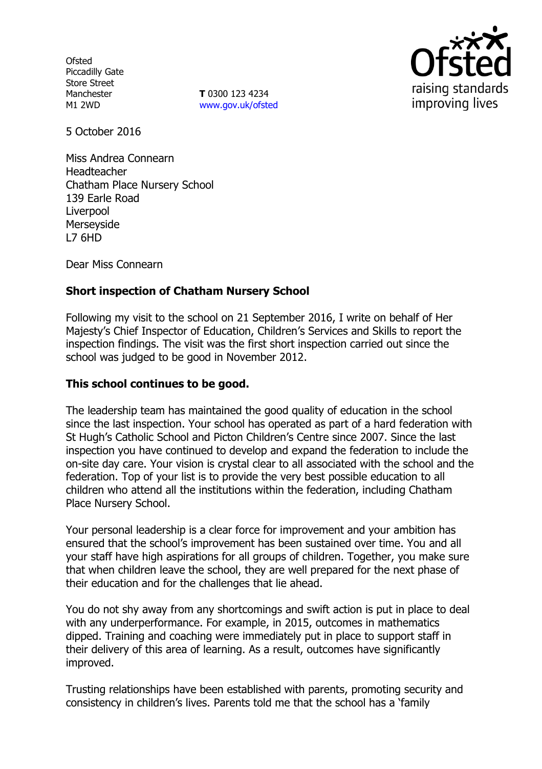Ofsted
Piccadilly Gate
Store Street
Manchester
M1 2WD

**T** 0300 123 4234
www.gov.uk/ofsted

5 October 2016

Miss Andrea Connearn
Headteacher
Chatham Place Nursery School
139 Earle Road
Liverpool
Merseyside
L7 6HD

Dear Miss Connearn

**Short inspection of Chatham Nursery School**

Following my visit to the school on 21 September 2016, I write on behalf of Her Majesty's Chief Inspector of Education, Children's Services and Skills to report the inspection findings. The visit was the first short inspection carried out since the school was judged to be good in November 2012.

**This school continues to be good.**

The leadership team has maintained the good quality of education in the school since the last inspection. Your school has operated as part of a hard federation with St Hugh's Catholic School and Picton Children's Centre since 2007. Since the last inspection you have continued to develop and expand the federation to include the on-site day care. Your vision is crystal clear to all associated with the school and the federation. Top of your list is to provide the very best possible education to all children who attend all the institutions within the federation, including Chatham Place Nursery School.

Your personal leadership is a clear force for improvement and your ambition has ensured that the school's improvement has been sustained over time. You and all your staff have high aspirations for all groups of children. Together, you make sure that when children leave the school, they are well prepared for the next phase of their education and for the challenges that lie ahead.

You do not shy away from any shortcomings and swift action is put in place to deal with any underperformance. For example, in 2015, outcomes in mathematics dipped. Training and coaching were immediately put in place to support staff in their delivery of this area of learning. As a result, outcomes have significantly improved.

Trusting relationships have been established with parents, promoting security and consistency in children's lives. Parents told me that the school has a 'family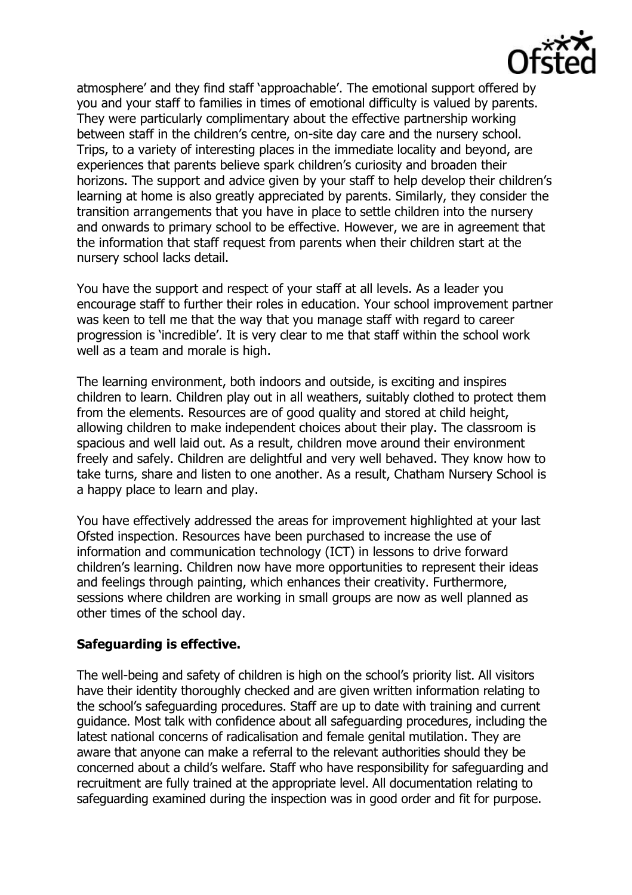atmosphere' and they find staff 'approachable'. The emotional support offered by you and your staff to families in times of emotional difficulty is valued by parents. They were particularly complimentary about the effective partnership working between staff in the children's centre, on-site day care and the nursery school. Trips, to a variety of interesting places in the immediate locality and beyond, are experiences that parents believe spark children's curiosity and broaden their horizons. The support and advice given by your staff to help develop their children's learning at home is also greatly appreciated by parents. Similarly, they consider the transition arrangements that you have in place to settle children into the nursery and onwards to primary school to be effective. However, we are in agreement that the information that staff request from parents when their children start at the nursery school lacks detail.

You have the support and respect of your staff at all levels. As a leader you encourage staff to further their roles in education. Your school improvement partner was keen to tell me that the way that you manage staff with regard to career progression is 'incredible'. It is very clear to me that staff within the school work well as a team and morale is high.

The learning environment, both indoors and outside, is exciting and inspires children to learn. Children play out in all weathers, suitably clothed to protect them from the elements. Resources are of good quality and stored at child height, allowing children to make independent choices about their play. The classroom is spacious and well laid out. As a result, children move around their environment freely and safely. Children are delightful and very well behaved. They know how to take turns, share and listen to one another. As a result, Chatham Nursery School is a happy place to learn and play.

You have effectively addressed the areas for improvement highlighted at your last Ofsted inspection. Resources have been purchased to increase the use of information and communication technology (ICT) in lessons to drive forward children's learning. Children now have more opportunities to represent their ideas and feelings through painting, which enhances their creativity. Furthermore, sessions where children are working in small groups are now as well planned as other times of the school day.

**Safeguarding is effective.**

The well-being and safety of children is high on the school's priority list. All visitors have their identity thoroughly checked and are given written information relating to the school's safeguarding procedures. Staff are up to date with training and current guidance. Most talk with confidence about all safeguarding procedures, including the latest national concerns of radicalisation and female genital mutilation. They are aware that anyone can make a referral to the relevant authorities should they be concerned about a child's welfare. Staff who have responsibility for safeguarding and recruitment are fully trained at the appropriate level. All documentation relating to safeguarding examined during the inspection was in good order and fit for purpose.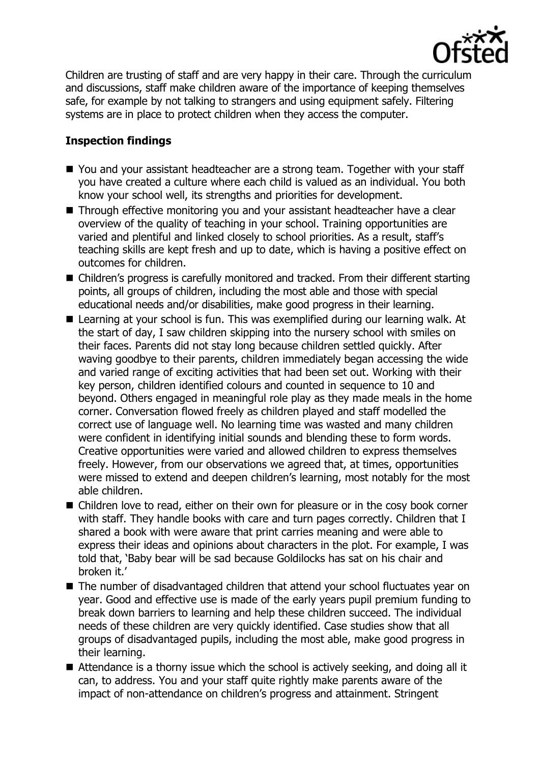Children are trusting of staff and are very happy in their care. Through the curriculum and discussions, staff make children aware of the importance of keeping themselves safe, for example by not talking to strangers and using equipment safely. Filtering systems are in place to protect children when they access the computer.

## Inspection findings

- You and your assistant headteacher are a strong team. Together with your staff you have created a culture where each child is valued as an individual. You both know your school well, its strengths and priorities for development.
- Through effective monitoring you and your assistant headteacher have a clear overview of the quality of teaching in your school. Training opportunities are varied and plentiful and linked closely to school priorities. As a result, staff's teaching skills are kept fresh and up to date, which is having a positive effect on outcomes for children.
- Children's progress is carefully monitored and tracked. From their different starting points, all groups of children, including the most able and those with special educational needs and/or disabilities, make good progress in their learning.
- Learning at your school is fun. This was exemplified during our learning walk. At the start of day, I saw children skipping into the nursery school with smiles on their faces. Parents did not stay long because children settled quickly. After waving goodbye to their parents, children immediately began accessing the wide and varied range of exciting activities that had been set out. Working with their key person, children identified colours and counted in sequence to 10 and beyond. Others engaged in meaningful role play as they made meals in the home corner. Conversation flowed freely as children played and staff modelled the correct use of language well. No learning time was wasted and many children were confident in identifying initial sounds and blending these to form words. Creative opportunities were varied and allowed children to express themselves freely. However, from our observations we agreed that, at times, opportunities were missed to extend and deepen children's learning, most notably for the most able children.
- Children love to read, either on their own for pleasure or in the cosy book corner with staff. They handle books with care and turn pages correctly. Children that I shared a book with were aware that print carries meaning and were able to express their ideas and opinions about characters in the plot. For example, I was told that, 'Baby bear will be sad because Goldilocks has sat on his chair and broken it.'
- The number of disadvantaged children that attend your school fluctuates year on year. Good and effective use is made of the early years pupil premium funding to break down barriers to learning and help these children succeed. The individual needs of these children are very quickly identified. Case studies show that all groups of disadvantaged pupils, including the most able, make good progress in their learning.
- Attendance is a thorny issue which the school is actively seeking, and doing all it can, to address. You and your staff quite rightly make parents aware of the impact of non-attendance on children's progress and attainment. Stringent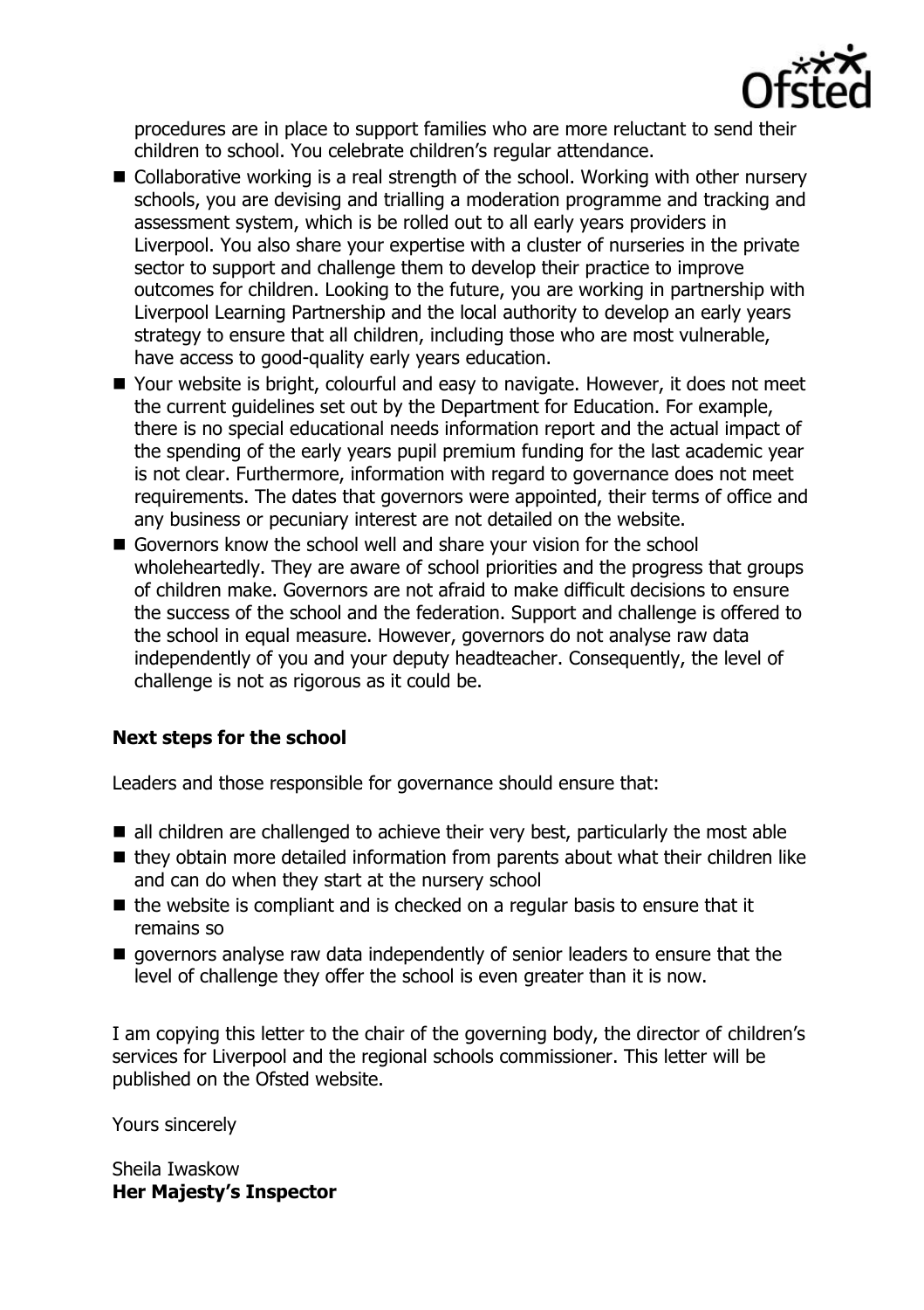procedures are in place to support families who are more reluctant to send their children to school. You celebrate children's regular attendance.

- Collaborative working is a real strength of the school. Working with other nursery schools, you are devising and trialling a moderation programme and tracking and assessment system, which is be rolled out to all early years providers in Liverpool. You also share your expertise with a cluster of nurseries in the private sector to support and challenge them to develop their practice to improve outcomes for children. Looking to the future, you are working in partnership with Liverpool Learning Partnership and the local authority to develop an early years strategy to ensure that all children, including those who are most vulnerable, have access to good-quality early years education.
- Your website is bright, colourful and easy to navigate. However, it does not meet the current guidelines set out by the Department for Education. For example, there is no special educational needs information report and the actual impact of the spending of the early years pupil premium funding for the last academic year is not clear. Furthermore, information with regard to governance does not meet requirements. The dates that governors were appointed, their terms of office and any business or pecuniary interest are not detailed on the website.
- Governors know the school well and share your vision for the school wholeheartedly. They are aware of school priorities and the progress that groups of children make. Governors are not afraid to make difficult decisions to ensure the success of the school and the federation. Support and challenge is offered to the school in equal measure. However, governors do not analyse raw data independently of you and your deputy headteacher. Consequently, the level of challenge is not as rigorous as it could be.

**Next steps for the school**

Leaders and those responsible for governance should ensure that:

- all children are challenged to achieve their very best, particularly the most able
- they obtain more detailed information from parents about what their children like and can do when they start at the nursery school
- the website is compliant and is checked on a regular basis to ensure that it remains so
- governors analyse raw data independently of senior leaders to ensure that the level of challenge they offer the school is even greater than it is now.

I am copying this letter to the chair of the governing body, the director of children's services for Liverpool and the regional schools commissioner. This letter will be published on the Ofsted website.

Yours sincerely

Sheila Iwaskow
**Her Majesty's Inspector**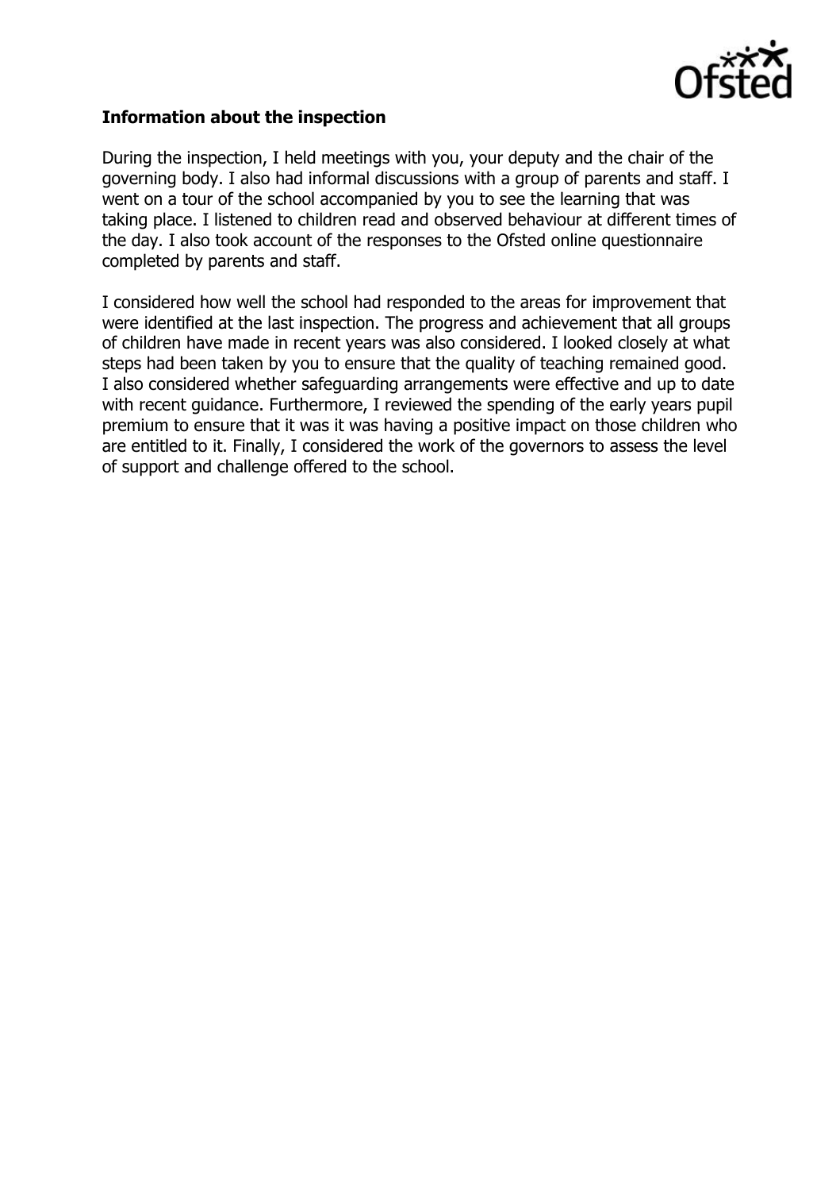**Information about the inspection**

During the inspection, I held meetings with you, your deputy and the chair of the governing body. I also had informal discussions with a group of parents and staff. I went on a tour of the school accompanied by you to see the learning that was taking place. I listened to children read and observed behaviour at different times of the day. I also took account of the responses to the Ofsted online questionnaire completed by parents and staff.

I considered how well the school had responded to the areas for improvement that were identified at the last inspection. The progress and achievement that all groups of children have made in recent years was also considered. I looked closely at what steps had been taken by you to ensure that the quality of teaching remained good. I also considered whether safeguarding arrangements were effective and up to date with recent guidance. Furthermore, I reviewed the spending of the early years pupil premium to ensure that it was it was having a positive impact on those children who are entitled to it. Finally, I considered the work of the governors to assess the level of support and challenge offered to the school.